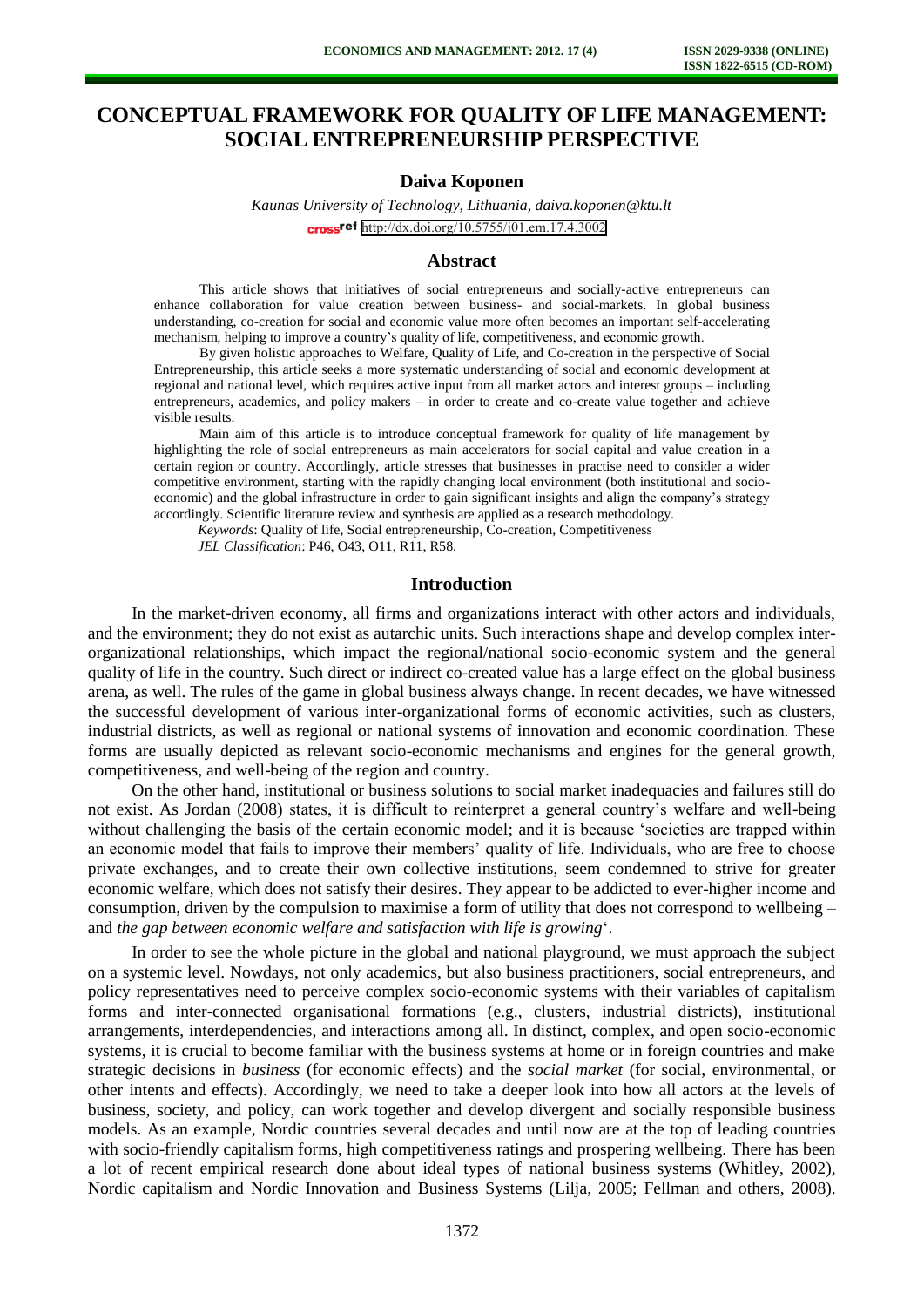# CONCEPTUAL FRAMEWORK FOR QUALITY OF LIFE MANAGEMENT: SOCIAL ENTREPRENEURSHIP PERSPECTIVE

**Daiva Koponen**

*Kaunas University of Technology, Lithuania, daiva.koponen@ktu.lt*

http://dx.doi.org/10.5755/j01.em.17.4.3002

## Abstract

This article shows that initiatives of social entrepreneurs and socially-active entrepreneurs can enhance collaboration for value creation between business- and social-markets. In global business understanding, co-creation for social and economic value more often becomes an important self-accelerating mechanism, helping to improve a country's quality of life, competitiveness, and economic growth.

By given holistic approaches to Welfare, Quality of Life, and Co-creation in the perspective of Social Entrepreneurship, this article seeks a more systematic understanding of social and economic development at regional and national level, which requires active input from all market actors and interest groups – including entrepreneurs, academics, and policy makers – in order to create and co-create value together and achieve visible results.

Main aim of this article is to introduce conceptual framework for quality of life management by highlighting the role of social entrepreneurs as main accelerators for social capital and value creation in a certain region or country. Accordingly, article stresses that businesses in practise need to consider a wider competitive environment, starting with the rapidly changing local environment (both institutional and socio-economic) and the global infrastructure in order to gain significant insights and align the company's strategy accordingly. Scientific literature review and synthesis are applied as a research methodology.

*Keywords*: Quality of life, Social entrepreneurship, Co-creation, Competitiveness

*JEL Classification*: P46, O43, O11, R11, R58.

## Introduction

In the market-driven economy, all firms and organizations interact with other actors and individuals, and the environment; they do not exist as autarchic units. Such interactions shape and develop complex inter-organizational relationships, which impact the regional/national socio-economic system and the general quality of life in the country. Such direct or indirect co-created value has a large effect on the global business arena, as well. The rules of the game in global business always change. In recent decades, we have witnessed the successful development of various inter-organizational forms of economic activities, such as clusters, industrial districts, as well as regional or national systems of innovation and economic coordination. These forms are usually depicted as relevant socio-economic mechanisms and engines for the general growth, competitiveness, and well-being of the region and country.

On the other hand, institutional or business solutions to social market inadequacies and failures still do not exist. As Jordan (2008) states, it is difficult to reinterpret a general country's welfare and well-being without challenging the basis of the certain economic model; and it is because 'societies are trapped within an economic model that fails to improve their members' quality of life. Individuals, who are free to choose private exchanges, and to create their own collective institutions, seem condemned to strive for greater economic welfare, which does not satisfy their desires. They appear to be addicted to ever-higher income and consumption, driven by the compulsion to maximise a form of utility that does not correspond to wellbeing – and *the gap between economic welfare and satisfaction with life is growing*'.

In order to see the whole picture in the global and national playground, we must approach the subject on a systemic level. Nowdays, not only academics, but also business practitioners, social entrepreneurs, and policy representatives need to perceive complex socio-economic systems with their variables of capitalism forms and inter-connected organisational formations (e.g., clusters, industrial districts), institutional arrangements, interdependencies, and interactions among all. In distinct, complex, and open socio-economic systems, it is crucial to become familiar with the business systems at home or in foreign countries and make strategic decisions in *business* (for economic effects) and the *social market* (for social, environmental, or other intents and effects). Accordingly, we need to take a deeper look into how all actors at the levels of business, society, and policy, can work together and develop divergent and socially responsible business models. As an example, Nordic countries several decades and until now are at the top of leading countries with socio-friendly capitalism forms, high competitiveness ratings and prospering wellbeing. There has been a lot of recent empirical research done about ideal types of national business systems (Whitley, 2002), Nordic capitalism and Nordic Innovation and Business Systems (Lilja, 2005; Fellman and others, 2008).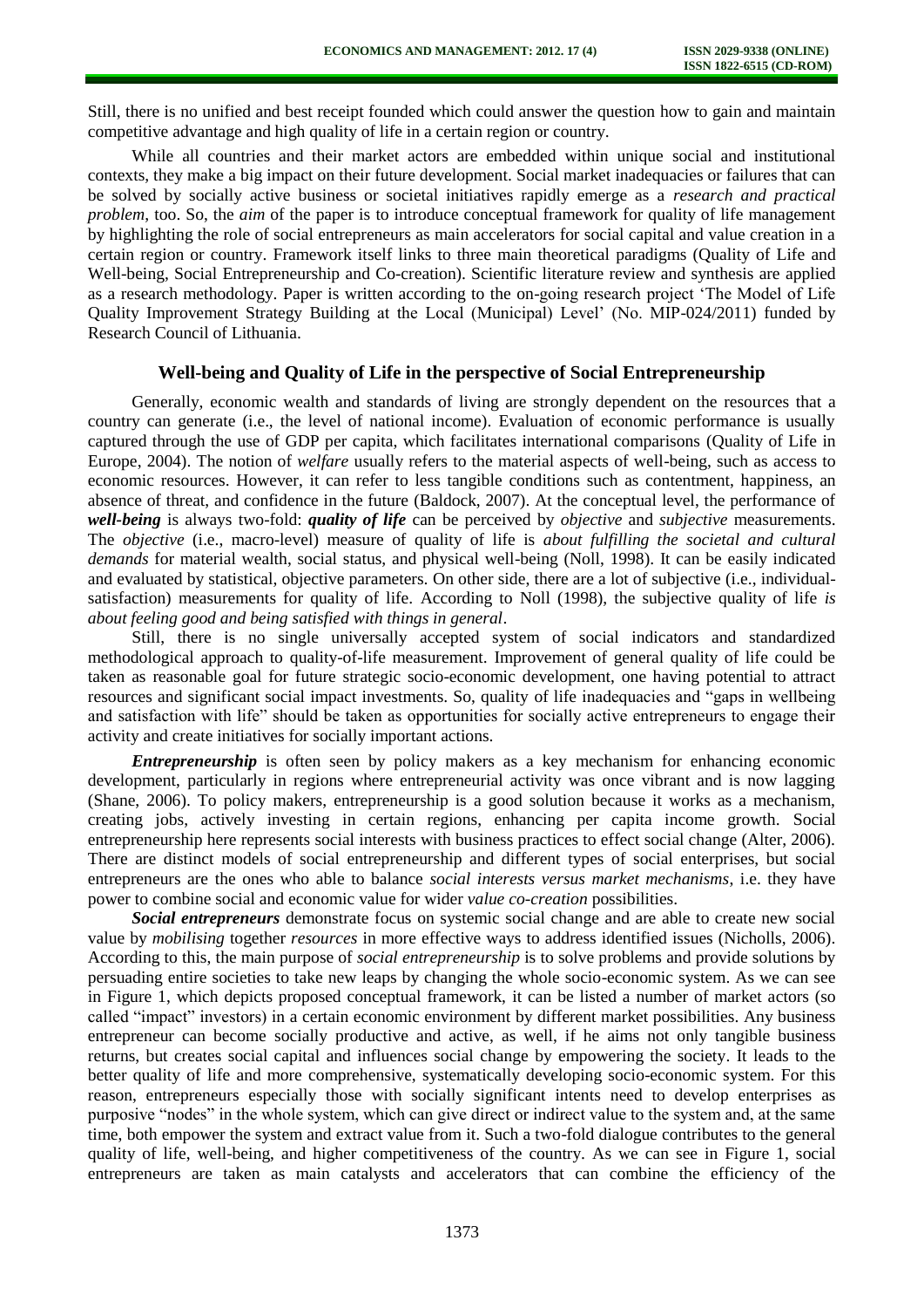Still, there is no unified and best receipt founded which could answer the question how to gain and maintain competitive advantage and high quality of life in a certain region or country.

While all countries and their market actors are embedded within unique social and institutional contexts, they make a big impact on their future development. Social market inadequacies or failures that can be solved by socially active business or societal initiatives rapidly emerge as a *research and practical problem*, too. So, the *aim* of the paper is to introduce conceptual framework for quality of life management by highlighting the role of social entrepreneurs as main accelerators for social capital and value creation in a certain region or country. Framework itself links to three main theoretical paradigms (Quality of Life and Well-being, Social Entrepreneurship and Co-creation). Scientific literature review and synthesis are applied as a research methodology. Paper is written according to the on-going research project 'The Model of Life Quality Improvement Strategy Building at the Local (Municipal) Level' (No. MIP-024/2011) funded by Research Council of Lithuania.

## Well-being and Quality of Life in the perspective of Social Entrepreneurship

Generally, economic wealth and standards of living are strongly dependent on the resources that a country can generate (i.e., the level of national income). Evaluation of economic performance is usually captured through the use of GDP per capita, which facilitates international comparisons (Quality of Life in Europe, 2004). The notion of *welfare* usually refers to the material aspects of well-being, such as access to economic resources. However, it can refer to less tangible conditions such as contentment, happiness, an absence of threat, and confidence in the future (Baldock, 2007). At the conceptual level, the performance of ***well-being*** is always two-fold: ***quality of life*** can be perceived by *objective* and *subjective* measurements. The *objective* (i.e., macro-level) measure of quality of life is *about fulfilling the societal and cultural demands* for material wealth, social status, and physical well-being (Noll, 1998). It can be easily indicated and evaluated by statistical, objective parameters. On other side, there are a lot of subjective (i.e., individual-satisfaction) measurements for quality of life. According to Noll (1998), the subjective quality of life *is about feeling good and being satisfied with things in general*.

Still, there is no single universally accepted system of social indicators and standardized methodological approach to quality-of-life measurement. Improvement of general quality of life could be taken as reasonable goal for future strategic socio-economic development, one having potential to attract resources and significant social impact investments. So, quality of life inadequacies and "gaps in wellbeing and satisfaction with life" should be taken as opportunities for socially active entrepreneurs to engage their activity and create initiatives for socially important actions.

***Entrepreneurship*** is often seen by policy makers as a key mechanism for enhancing economic development, particularly in regions where entrepreneurial activity was once vibrant and is now lagging (Shane, 2006). To policy makers, entrepreneurship is a good solution because it works as a mechanism, creating jobs, actively investing in certain regions, enhancing per capita income growth. Social entrepreneurship here represents social interests with business practices to effect social change (Alter, 2006). There are distinct models of social entrepreneurship and different types of social enterprises, but social entrepreneurs are the ones who able to balance *social interests versus market mechanisms*, i.e. they have power to combine social and economic value for wider *value co-creation* possibilities.

***Social entrepreneurs*** demonstrate focus on systemic social change and are able to create new social value by *mobilising* together *resources* in more effective ways to address identified issues (Nicholls, 2006). According to this, the main purpose of *social entrepreneurship* is to solve problems and provide solutions by persuading entire societies to take new leaps by changing the whole socio-economic system. As we can see in Figure 1, which depicts proposed conceptual framework, it can be listed a number of market actors (so called "impact" investors) in a certain economic environment by different market possibilities. Any business entrepreneur can become socially productive and active, as well, if he aims not only tangible business returns, but creates social capital and influences social change by empowering the society. It leads to the better quality of life and more comprehensive, systematically developing socio-economic system. For this reason, entrepreneurs especially those with socially significant intents need to develop enterprises as purposive "nodes" in the whole system, which can give direct or indirect value to the system and, at the same time, both empower the system and extract value from it. Such a two-fold dialogue contributes to the general quality of life, well-being, and higher competitiveness of the country. As we can see in Figure 1, social entrepreneurs are taken as main catalysts and accelerators that can combine the efficiency of the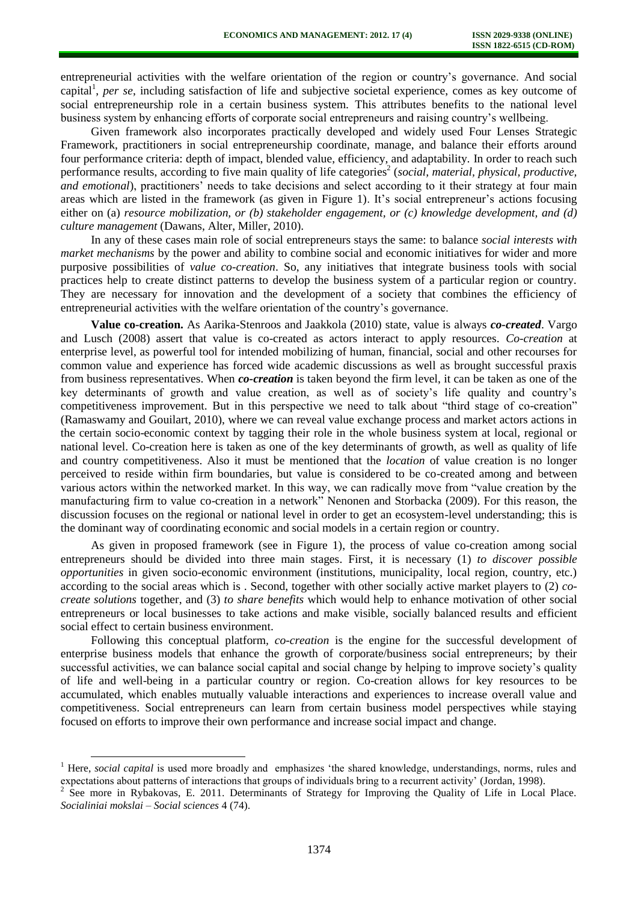entrepreneurial activities with the welfare orientation of the region or country's governance. And social capital[1], *per se*, including satisfaction of life and subjective societal experience, comes as key outcome of social entrepreneurship role in a certain business system. This attributes benefits to the national level business system by enhancing efforts of corporate social entrepreneurs and raising country's wellbeing.

Given framework also incorporates practically developed and widely used Four Lenses Strategic Framework, practitioners in social entrepreneurship coordinate, manage, and balance their efforts around four performance criteria: depth of impact, blended value, efficiency, and adaptability. In order to reach such performance results, according to five main quality of life categories[2] (*social, material, physical, productive, and emotional*), practitioners' needs to take decisions and select according to it their strategy at four main areas which are listed in the framework (as given in Figure 1). It's social entrepreneur's actions focusing either on (a) *resource mobilization, or (b) stakeholder engagement, or (c) knowledge development, and (d) culture management* (Dawans, Alter, Miller, 2010).

In any of these cases main role of social entrepreneurs stays the same: to balance *social interests with market mechanisms* by the power and ability to combine social and economic initiatives for wider and more purposive possibilities of *value co-creation*. So, any initiatives that integrate business tools with social practices help to create distinct patterns to develop the business system of a particular region or country. They are necessary for innovation and the development of a society that combines the efficiency of entrepreneurial activities with the welfare orientation of the country's governance.

**Value co-creation.** As Aarika-Stenroos and Jaakkola (2010) state, value is always ***co-created***. Vargo and Lusch (2008) assert that value is co-created as actors interact to apply resources. *Co-creation* at enterprise level, as powerful tool for intended mobilizing of human, financial, social and other recourses for common value and experience has forced wide academic discussions as well as brought successful praxis from business representatives. When ***co-creation*** is taken beyond the firm level, it can be taken as one of the key determinants of growth and value creation, as well as of society's life quality and country's competitiveness improvement. But in this perspective we need to talk about "third stage of co-creation" (Ramaswamy and Gouilart, 2010), where we can reveal value exchange process and market actors actions in the certain socio-economic context by tagging their role in the whole business system at local, regional or national level. Co-creation here is taken as one of the key determinants of growth, as well as quality of life and country competitiveness. Also it must be mentioned that the *location* of value creation is no longer perceived to reside within firm boundaries, but value is considered to be co-created among and between various actors within the networked market. In this way, we can radically move from "value creation by the manufacturing firm to value co-creation in a network" Nenonen and Storbacka (2009). For this reason, the discussion focuses on the regional or national level in order to get an ecosystem-level understanding; this is the dominant way of coordinating economic and social models in a certain region or country.

As given in proposed framework (see in Figure 1), the process of value co-creation among social entrepreneurs should be divided into three main stages. First, it is necessary (1) *to discover possible opportunities* in given socio-economic environment (institutions, municipality, local region, country, etc.) according to the social areas which is . Second, together with other socially active market players to (2) *co-create solutions* together, and (3) *to share benefits* which would help to enhance motivation of other social entrepreneurs or local businesses to take actions and make visible, socially balanced results and efficient social effect to certain business environment.

Following this conceptual platform, *co-creation* is the engine for the successful development of enterprise business models that enhance the growth of corporate/business social entrepreneurs; by their successful activities, we can balance social capital and social change by helping to improve society's quality of life and well-being in a particular country or region. Co-creation allows for key resources to be accumulated, which enables mutually valuable interactions and experiences to increase overall value and competitiveness. Social entrepreneurs can learn from certain business model perspectives while staying focused on efforts to improve their own performance and increase social impact and change.

[1] Here, *social capital* is used more broadly and emphasizes 'the shared knowledge, understandings, norms, rules and expectations about patterns of interactions that groups of individuals bring to a recurrent activity' (Jordan, 1998).

[2] See more in Rybakovas, E. 2011. Determinants of Strategy for Improving the Quality of Life in Local Place. *Socialiniai mokslai – Social sciences* 4 (74).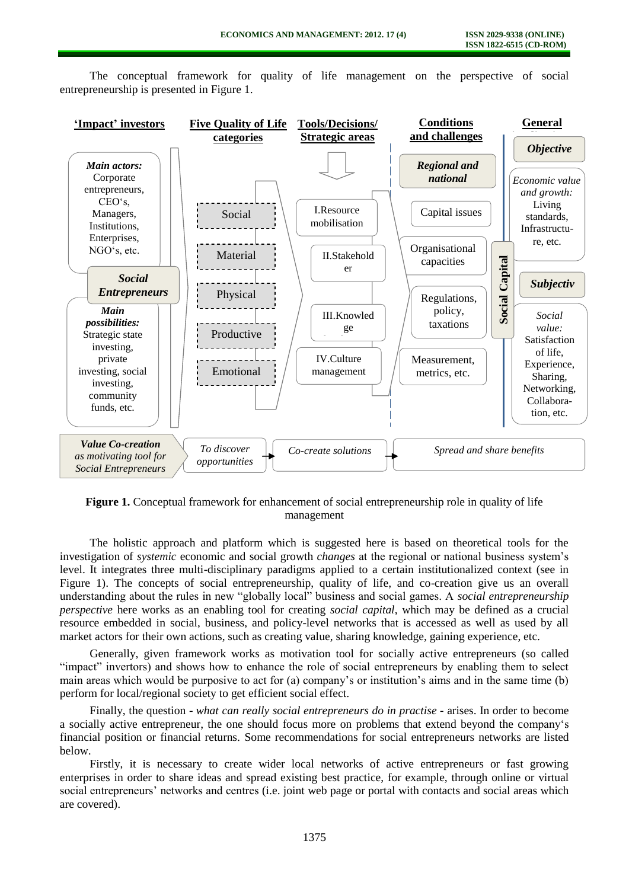The conceptual framework for quality of life management on the perspective of social entrepreneurship is presented in Figure 1.

**'Impact' investors**

*Main actors:* Corporate entrepreneurs, CEO's, Managers, Institutions, Enterprises, NGO's, etc.

***Social Entrepreneurs***

*Main possibilities:* Strategic state investing, private investing, social investing, community funds, etc.

**Five Quality of Life categories**

- Social
- Material
- Physical
- Productive
- Emotional

**Tools/Decisions/ Strategic areas**

- I.Resource mobilisation
- II.Stakeholder
- III.Knowledge
- IV.Culture management

**Conditions and challenges**

***Regional and national***

- Capital issues
- Organisational capacities
- Regulations, policy, taxations
- Measurement, metrics, etc.

**Social Capital**

**General**

***Objective***

*Economic value and growth:* Living standards, Infrastructure, etc.

***Subjectiv***

*Social value:* Satisfaction of life, Experience, Sharing, Networking, Collaboration, etc.

***Value Co-creation as motivating tool for Social Entrepreneurs*** → *To discover opportunities* → *Co-create solutions* → *Spread and share benefits*

**Figure 1.** Conceptual framework for enhancement of social entrepreneurship role in quality of life management

The holistic approach and platform which is suggested here is based on theoretical tools for the investigation of *systemic* economic and social growth *changes* at the regional or national business system's level. It integrates three multi-disciplinary paradigms applied to a certain institutionalized context (see in Figure 1). The concepts of social entrepreneurship, quality of life, and co-creation give us an overall understanding about the rules in new "globally local" business and social games. A *social entrepreneurship perspective* here works as an enabling tool for creating *social capital*, which may be defined as a crucial resource embedded in social, business, and policy-level networks that is accessed as well as used by all market actors for their own actions, such as creating value, sharing knowledge, gaining experience, etc.

Generally, given framework works as motivation tool for socially active entrepreneurs (so called "impact" invertors) and shows how to enhance the role of social entrepreneurs by enabling them to select main areas which would be purposive to act for (a) company's or institution's aims and in the same time (b) perform for local/regional society to get efficient social effect.

Finally, the question - *what can really social entrepreneurs do in practise* - arises. In order to become a socially active entrepreneur, the one should focus more on problems that extend beyond the company's financial position or financial returns. Some recommendations for social entrepreneurs networks are listed below.

Firstly, it is necessary to create wider local networks of active entrepreneurs or fast growing enterprises in order to share ideas and spread existing best practice, for example, through online or virtual social entrepreneurs' networks and centres (i.e. joint web page or portal with contacts and social areas which are covered).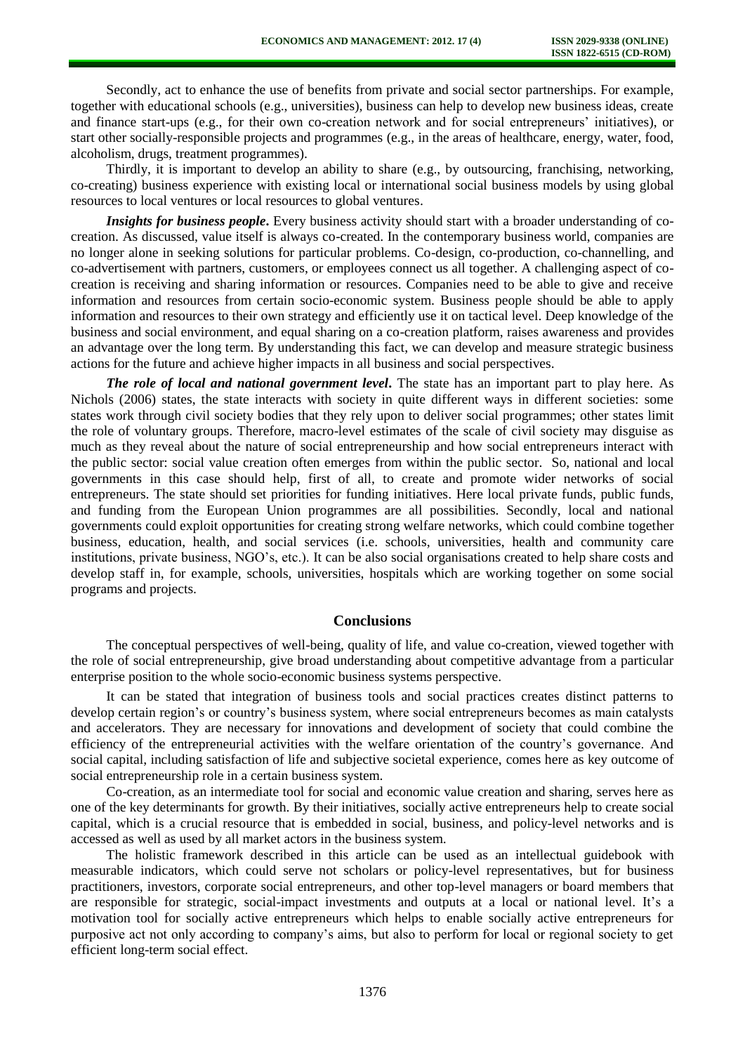Secondly, act to enhance the use of benefits from private and social sector partnerships. For example, together with educational schools (e.g., universities), business can help to develop new business ideas, create and finance start-ups (e.g., for their own co-creation network and for social entrepreneurs' initiatives), or start other socially-responsible projects and programmes (e.g., in the areas of healthcare, energy, water, food, alcoholism, drugs, treatment programmes).

Thirdly, it is important to develop an ability to share (e.g., by outsourcing, franchising, networking, co-creating) business experience with existing local or international social business models by using global resources to local ventures or local resources to global ventures.

***Insights for business people***. Every business activity should start with a broader understanding of co-creation. As discussed, value itself is always co-created. In the contemporary business world, companies are no longer alone in seeking solutions for particular problems. Co-design, co-production, co-channelling, and co-advertisement with partners, customers, or employees connect us all together. A challenging aspect of co-creation is receiving and sharing information or resources. Companies need to be able to give and receive information and resources from certain socio-economic system. Business people should be able to apply information and resources to their own strategy and efficiently use it on tactical level. Deep knowledge of the business and social environment, and equal sharing on a co-creation platform, raises awareness and provides an advantage over the long term. By understanding this fact, we can develop and measure strategic business actions for the future and achieve higher impacts in all business and social perspectives.

***The role of local and national government level***. The state has an important part to play here. As Nichols (2006) states, the state interacts with society in quite different ways in different societies: some states work through civil society bodies that they rely upon to deliver social programmes; other states limit the role of voluntary groups. Therefore, macro-level estimates of the scale of civil society may disguise as much as they reveal about the nature of social entrepreneurship and how social entrepreneurs interact with the public sector: social value creation often emerges from within the public sector. So, national and local governments in this case should help, first of all, to create and promote wider networks of social entrepreneurs. The state should set priorities for funding initiatives. Here local private funds, public funds, and funding from the European Union programmes are all possibilities. Secondly, local and national governments could exploit opportunities for creating strong welfare networks, which could combine together business, education, health, and social services (i.e. schools, universities, health and community care institutions, private business, NGO's, etc.). It can be also social organisations created to help share costs and develop staff in, for example, schools, universities, hospitals which are working together on some social programs and projects.

## Conclusions

The conceptual perspectives of well-being, quality of life, and value co-creation, viewed together with the role of social entrepreneurship, give broad understanding about competitive advantage from a particular enterprise position to the whole socio-economic business systems perspective.

It can be stated that integration of business tools and social practices creates distinct patterns to develop certain region's or country's business system, where social entrepreneurs becomes as main catalysts and accelerators. They are necessary for innovations and development of society that could combine the efficiency of the entrepreneurial activities with the welfare orientation of the country's governance. And social capital, including satisfaction of life and subjective societal experience, comes here as key outcome of social entrepreneurship role in a certain business system.

Co-creation, as an intermediate tool for social and economic value creation and sharing, serves here as one of the key determinants for growth. By their initiatives, socially active entrepreneurs help to create social capital, which is a crucial resource that is embedded in social, business, and policy-level networks and is accessed as well as used by all market actors in the business system.

The holistic framework described in this article can be used as an intellectual guidebook with measurable indicators, which could serve not scholars or policy-level representatives, but for business practitioners, investors, corporate social entrepreneurs, and other top-level managers or board members that are responsible for strategic, social-impact investments and outputs at a local or national level. It's a motivation tool for socially active entrepreneurs which helps to enable socially active entrepreneurs for purposive act not only according to company's aims, but also to perform for local or regional society to get efficient long-term social effect.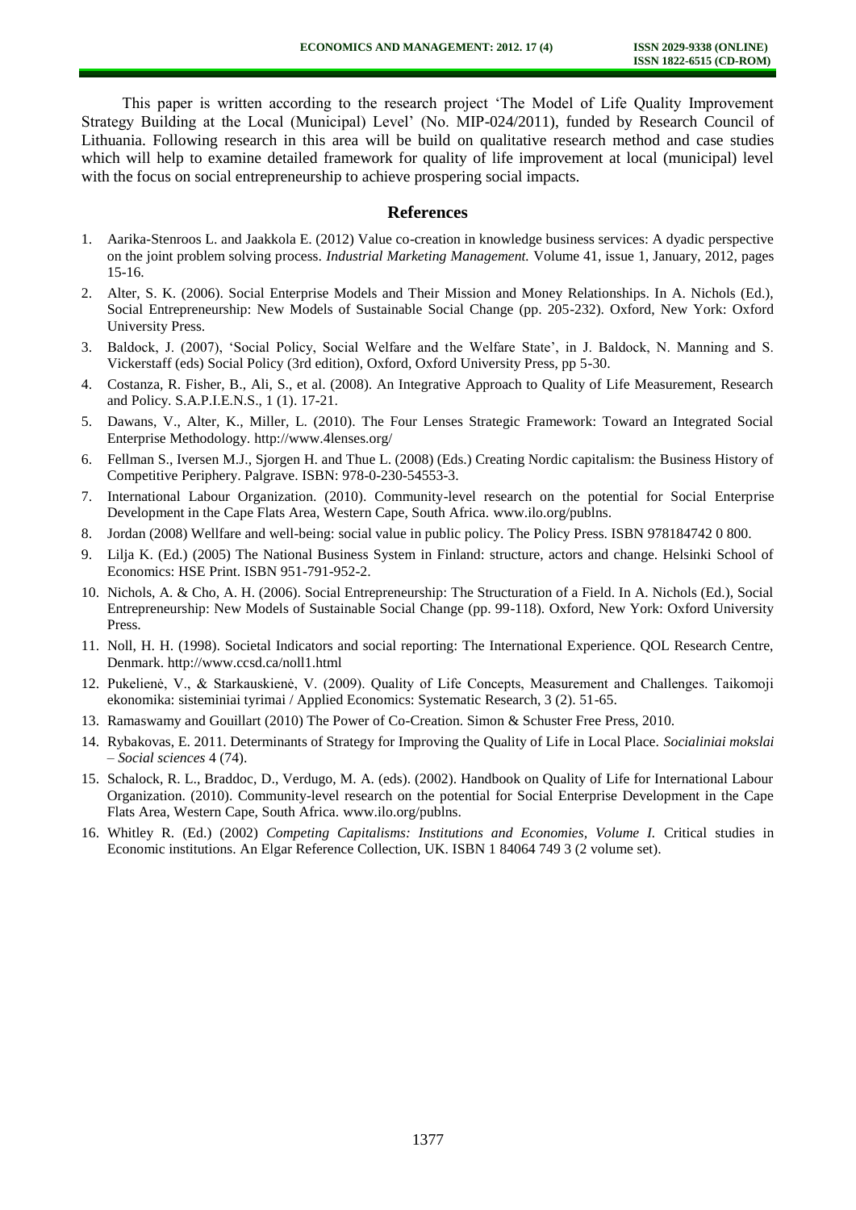This paper is written according to the research project 'The Model of Life Quality Improvement Strategy Building at the Local (Municipal) Level' (No. MIP-024/2011), funded by Research Council of Lithuania. Following research in this area will be build on qualitative research method and case studies which will help to examine detailed framework for quality of life improvement at local (municipal) level with the focus on social entrepreneurship to achieve prospering social impacts.

## References

1. Aarika-Stenroos L. and Jaakkola E. (2012) Value co-creation in knowledge business services: A dyadic perspective on the joint problem solving process. *Industrial Marketing Management.* Volume 41, issue 1, January, 2012, pages 15-16.
2. Alter, S. K. (2006). Social Enterprise Models and Their Mission and Money Relationships. In A. Nichols (Ed.), Social Entrepreneurship: New Models of Sustainable Social Change (pp. 205-232). Oxford, New York: Oxford University Press.
3. Baldock, J. (2007), 'Social Policy, Social Welfare and the Welfare State', in J. Baldock, N. Manning and S. Vickerstaff (eds) Social Policy (3rd edition), Oxford, Oxford University Press, pp 5-30.
4. Costanza, R. Fisher, B., Ali, S., et al. (2008). An Integrative Approach to Quality of Life Measurement, Research and Policy. S.A.P.I.E.N.S., 1 (1). 17-21.
5. Dawans, V., Alter, K., Miller, L. (2010). The Four Lenses Strategic Framework: Toward an Integrated Social Enterprise Methodology. http://www.4lenses.org/
6. Fellman S., Iversen M.J., Sjorgen H. and Thue L. (2008) (Eds.) Creating Nordic capitalism: the Business History of Competitive Periphery. Palgrave. ISBN: 978-0-230-54553-3.
7. International Labour Organization. (2010). Community-level research on the potential for Social Enterprise Development in the Cape Flats Area, Western Cape, South Africa. www.ilo.org/publns.
8. Jordan (2008) Wellfare and well-being: social value in public policy. The Policy Press. ISBN 978184742 0 800.
9. Lilja K. (Ed.) (2005) The National Business System in Finland: structure, actors and change. Helsinki School of Economics: HSE Print. ISBN 951-791-952-2.
10. Nichols, A. & Cho, A. H. (2006). Social Entrepreneurship: The Structuration of a Field. In A. Nichols (Ed.), Social Entrepreneurship: New Models of Sustainable Social Change (pp. 99-118). Oxford, New York: Oxford University Press.
11. Noll, H. H. (1998). Societal Indicators and social reporting: The International Experience. QOL Research Centre, Denmark. http://www.ccsd.ca/noll1.html
12. Pukelienė, V., & Starkauskienė, V. (2009). Quality of Life Concepts, Measurement and Challenges. Taikomoji ekonomika: sisteminiai tyrimai / Applied Economics: Systematic Research, 3 (2). 51-65.
13. Ramaswamy and Gouillart (2010) The Power of Co-Creation. Simon & Schuster Free Press, 2010.
14. Rybakovas, E. 2011. Determinants of Strategy for Improving the Quality of Life in Local Place. *Socialiniai mokslai – Social sciences* 4 (74).
15. Schalock, R. L., Braddoc, D., Verdugo, M. A. (eds). (2002). Handbook on Quality of Life for International Labour Organization. (2010). Community-level research on the potential for Social Enterprise Development in the Cape Flats Area, Western Cape, South Africa. www.ilo.org/publns.
16. Whitley R. (Ed.) (2002) *Competing Capitalisms: Institutions and Economies, Volume I.* Critical studies in Economic institutions. An Elgar Reference Collection, UK. ISBN 1 84064 749 3 (2 volume set).